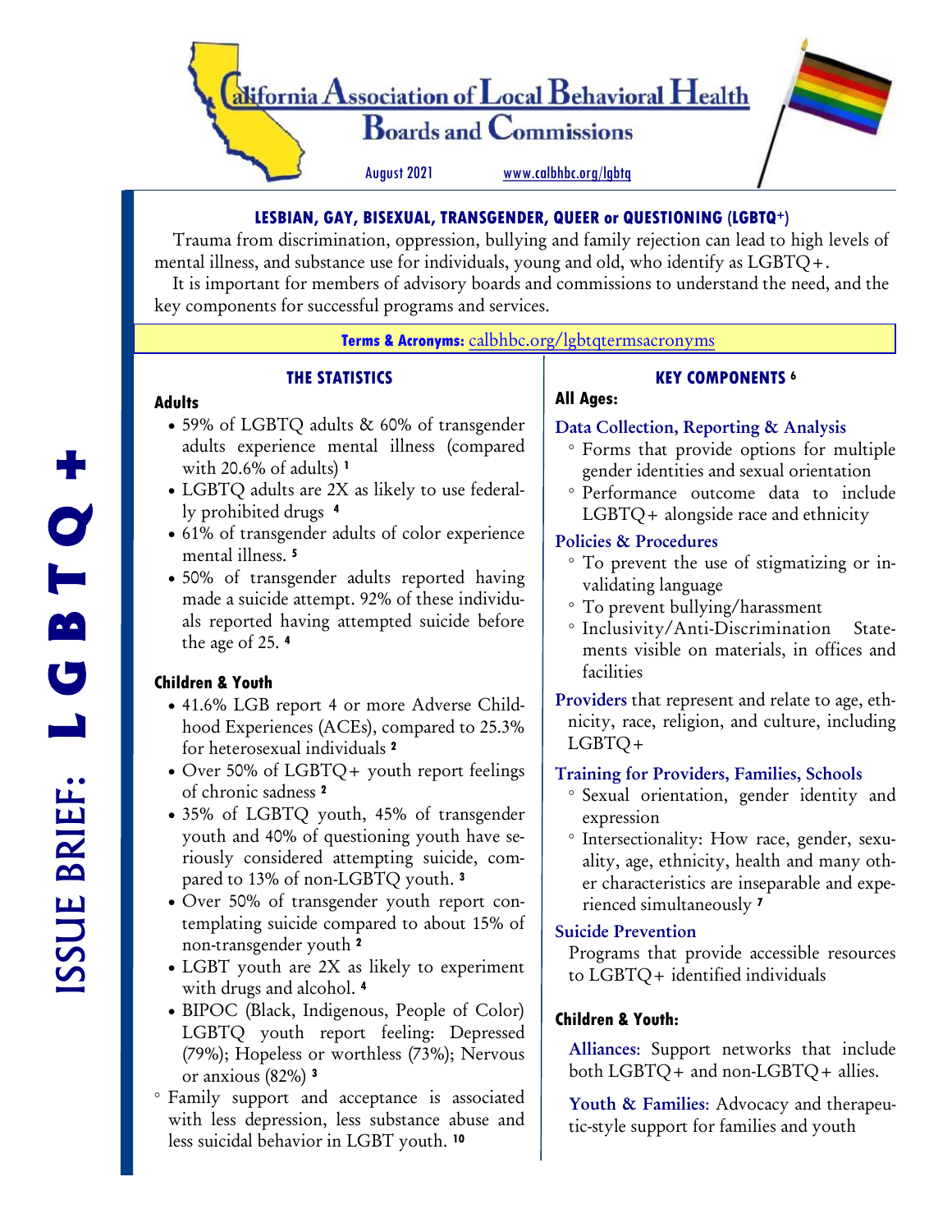# California Association of Local Behavioral Health Boards and Commissions

August 2021 www.calbhbc.org/lgbtq

ISSUE BRIEF: LGBTQ+

## LESBIAN, GAY, BISEXUAL, TRANSGENDER, QUEER or QUESTIONING (LGBTQ+)

Trauma from discrimination, oppression, bullying and family rejection can lead to high levels of mental illness, and substance use for individuals, young and old, who identify as LGBTQ+.

It is important for members of advisory boards and commissions to understand the need, and the key components for successful programs and services.

**Terms & Acronyms:** calbhbc.org/lgbtqtermsacronyms

## THE STATISTICS

### Adults

- 59% of LGBTQ adults & 60% of transgender adults experience mental illness (compared with 20.6% of adults) [1]
- LGBTQ adults are 2X as likely to use federally prohibited drugs [4]
- 61% of transgender adults of color experience mental illness. [5]
- 50% of transgender adults reported having made a suicide attempt. 92% of these individuals reported having attempted suicide before the age of 25. [4]

### Children & Youth

- 41.6% LGB report 4 or more Adverse Childhood Experiences (ACEs), compared to 25.3% for heterosexual individuals [2]
- Over 50% of LGBTQ+ youth report feelings of chronic sadness [2]
- 35% of LGBTQ youth, 45% of transgender youth and 40% of questioning youth have seriously considered attempting suicide, compared to 13% of non-LGBTQ youth. [3]
- Over 50% of transgender youth report contemplating suicide compared to about 15% of non-transgender youth [2]
- LGBT youth are 2X as likely to experiment with drugs and alcohol. [4]
- BIPOC (Black, Indigenous, People of Color) LGBTQ youth report feeling: Depressed (79%); Hopeless or worthless (73%); Nervous or anxious (82%) [3]
  - Family support and acceptance is associated with less depression, less substance abuse and less suicidal behavior in LGBT youth. [10]

## KEY COMPONENTS [6]

### All Ages:

**Data Collection, Reporting & Analysis**
- Forms that provide options for multiple gender identities and sexual orientation
- Performance outcome data to include LGBTQ+ alongside race and ethnicity

**Policies & Procedures**
- To prevent the use of stigmatizing or invalidating language
- To prevent bullying/harassment
- Inclusivity/Anti-Discrimination Statements visible on materials, in offices and facilities

**Providers** that represent and relate to age, ethnicity, race, religion, and culture, including LGBTQ+

**Training for Providers, Families, Schools**
- Sexual orientation, gender identity and expression
- Intersectionality: How race, gender, sexuality, age, ethnicity, health and many other characteristics are inseparable and experienced simultaneously [7]

**Suicide Prevention**

Programs that provide accessible resources to LGBTQ+ identified individuals

### Children & Youth:

**Alliances**: Support networks that include both LGBTQ+ and non-LGBTQ+ allies.

**Youth & Families**: Advocacy and therapeutic-style support for families and youth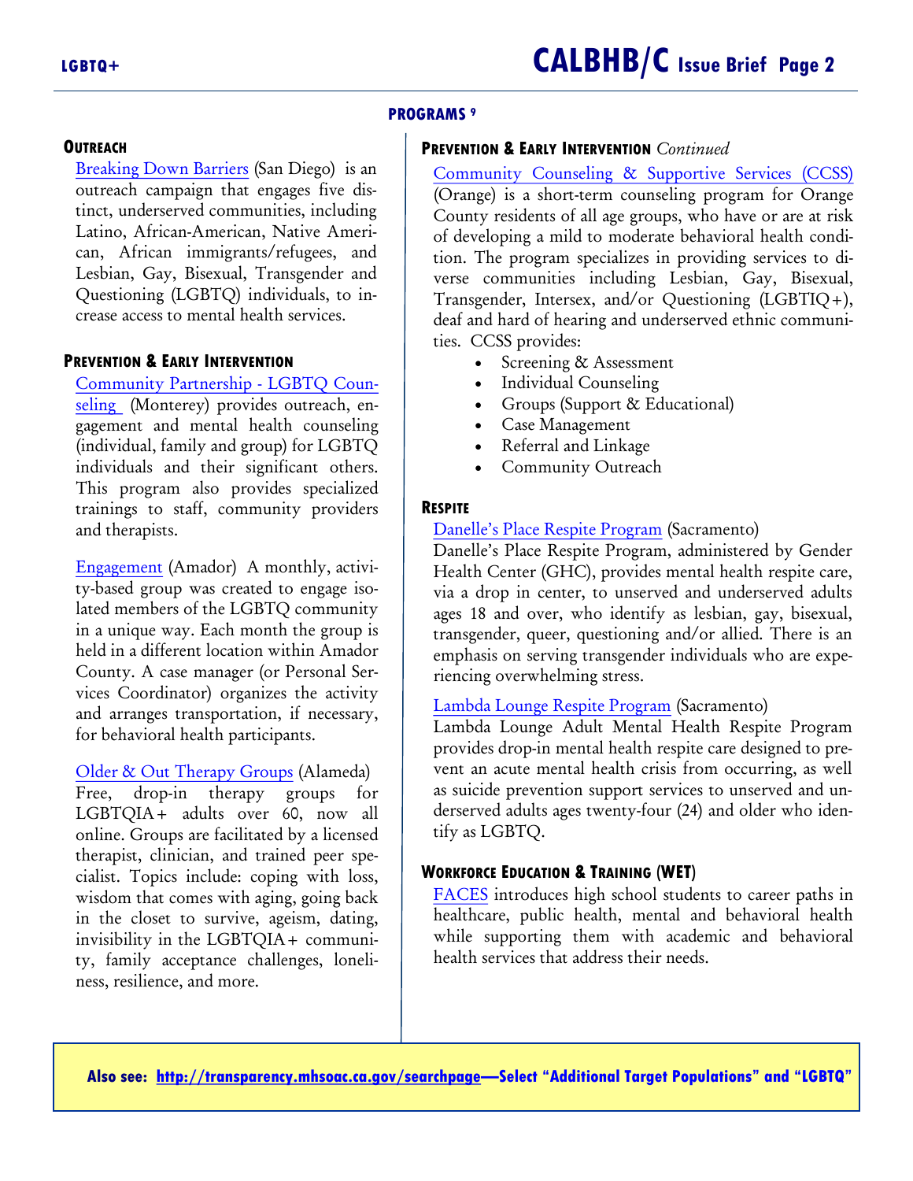## PROGRAMS [9]

### OUTREACH

Breaking Down Barriers (San Diego) is an outreach campaign that engages five distinct, underserved communities, including Latino, African-American, Native American, African immigrants/refugees, and Lesbian, Gay, Bisexual, Transgender and Questioning (LGBTQ) individuals, to increase access to mental health services.

### PREVENTION & EARLY INTERVENTION

Community Partnership - LGBTQ Counseling (Monterey) provides outreach, engagement and mental health counseling (individual, family and group) for LGBTQ individuals and their significant others. This program also provides specialized trainings to staff, community providers and therapists.

Engagement (Amador) A monthly, activity-based group was created to engage isolated members of the LGBTQ community in a unique way. Each month the group is held in a different location within Amador County. A case manager (or Personal Services Coordinator) organizes the activity and arranges transportation, if necessary, for behavioral health participants.

Older & Out Therapy Groups (Alameda) Free, drop-in therapy groups for LGBTQIA+ adults over 60, now all online. Groups are facilitated by a licensed therapist, clinician, and trained peer specialist. Topics include: coping with loss, wisdom that comes with aging, going back in the closet to survive, ageism, dating, invisibility in the LGBTQIA+ community, family acceptance challenges, loneliness, resilience, and more.

### PREVENTION & EARLY INTERVENTION *Continued*

Community Counseling & Supportive Services (CCSS) (Orange) is a short-term counseling program for Orange County residents of all age groups, who have or are at risk of developing a mild to moderate behavioral health condition. The program specializes in providing services to diverse communities including Lesbian, Gay, Bisexual, Transgender, Intersex, and/or Questioning (LGBTIQ+), deaf and hard of hearing and underserved ethnic communities. CCSS provides:

- Screening & Assessment
- Individual Counseling
- Groups (Support & Educational)
- Case Management
- Referral and Linkage
- Community Outreach

### RESPITE

Danelle's Place Respite Program (Sacramento)
Danelle's Place Respite Program, administered by Gender Health Center (GHC), provides mental health respite care, via a drop in center, to unserved and underserved adults ages 18 and over, who identify as lesbian, gay, bisexual, transgender, queer, questioning and/or allied. There is an emphasis on serving transgender individuals who are experiencing overwhelming stress.

Lambda Lounge Respite Program (Sacramento)
Lambda Lounge Adult Mental Health Respite Program provides drop-in mental health respite care designed to prevent an acute mental health crisis from occurring, as well as suicide prevention support services to unserved and underserved adults ages twenty-four (24) and older who identify as LGBTQ.

### WORKFORCE EDUCATION & TRAINING (WET)

FACES introduces high school students to career paths in healthcare, public health, mental and behavioral health while supporting them with academic and behavioral health services that address their needs.

**Also see: http://transparency.mhsoac.ca.gov/searchpage—Select "Additional Target Populations" and "LGBTQ"**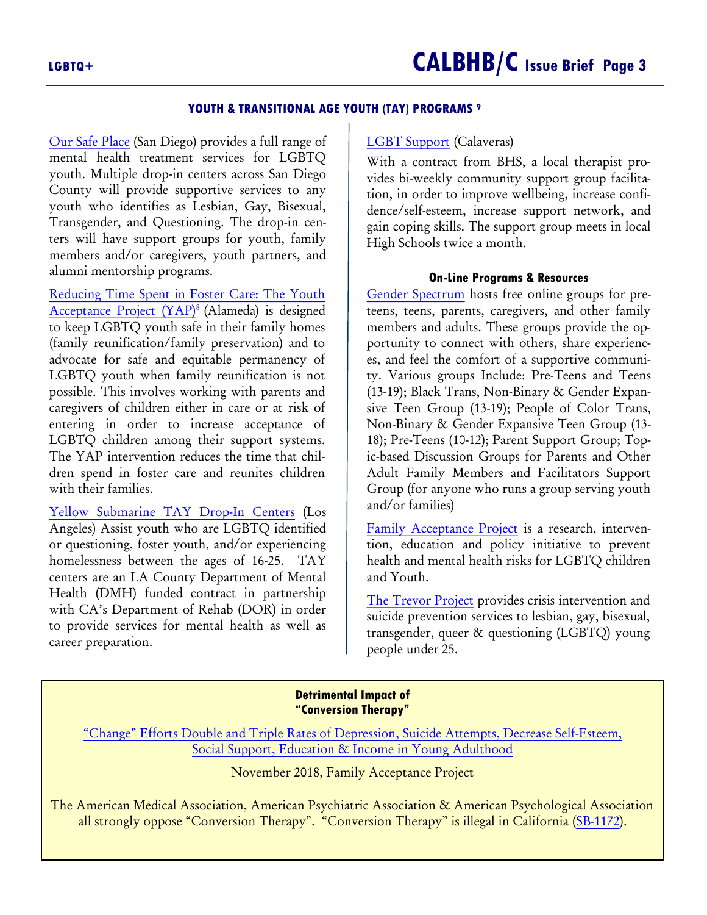## YOUTH & TRANSITIONAL AGE YOUTH (TAY) PROGRAMS [9]

Our Safe Place (San Diego) provides a full range of mental health treatment services for LGBTQ youth. Multiple drop-in centers across San Diego County will provide supportive services to any youth who identifies as Lesbian, Gay, Bisexual, Transgender, and Questioning. The drop-in centers will have support groups for youth, family members and/or caregivers, youth partners, and alumni mentorship programs.

Reducing Time Spent in Foster Care: The Youth Acceptance Project (YAP)[8] (Alameda) is designed to keep LGBTQ youth safe in their family homes (family reunification/family preservation) and to advocate for safe and equitable permanency of LGBTQ youth when family reunification is not possible. This involves working with parents and caregivers of children either in care or at risk of entering in order to increase acceptance of LGBTQ children among their support systems. The YAP intervention reduces the time that children spend in foster care and reunites children with their families.

Yellow Submarine TAY Drop-In Centers (Los Angeles) Assist youth who are LGBTQ identified or questioning, foster youth, and/or experiencing homelessness between the ages of 16-25. TAY centers are an LA County Department of Mental Health (DMH) funded contract in partnership with CA's Department of Rehab (DOR) in order to provide services for mental health as well as career preparation.

LGBT Support (Calaveras)

With a contract from BHS, a local therapist provides bi-weekly community support group facilitation, in order to improve wellbeing, increase confidence/self-esteem, increase support network, and gain coping skills. The support group meets in local High Schools twice a month.

### On-Line Programs & Resources

Gender Spectrum hosts free online groups for preteens, teens, parents, caregivers, and other family members and adults. These groups provide the opportunity to connect with others, share experiences, and feel the comfort of a supportive community. Various groups Include: Pre-Teens and Teens (13-19); Black Trans, Non-Binary & Gender Expansive Teen Group (13-19); People of Color Trans, Non-Binary & Gender Expansive Teen Group (13-18); Pre-Teens (10-12); Parent Support Group; Topic-based Discussion Groups for Parents and Other Adult Family Members and Facilitators Support Group (for anyone who runs a group serving youth and/or families)

Family Acceptance Project is a research, intervention, education and policy initiative to prevent health and mental health risks for LGBTQ children and Youth.

The Trevor Project provides crisis intervention and suicide prevention services to lesbian, gay, bisexual, transgender, queer & questioning (LGBTQ) young people under 25.

---

**Detrimental Impact of "Conversion Therapy"**

"Change" Efforts Double and Triple Rates of Depression, Suicide Attempts, Decrease Self-Esteem, Social Support, Education & Income in Young Adulthood

November 2018, Family Acceptance Project

The American Medical Association, American Psychiatric Association & American Psychological Association all strongly oppose "Conversion Therapy". "Conversion Therapy" is illegal in California (SB-1172).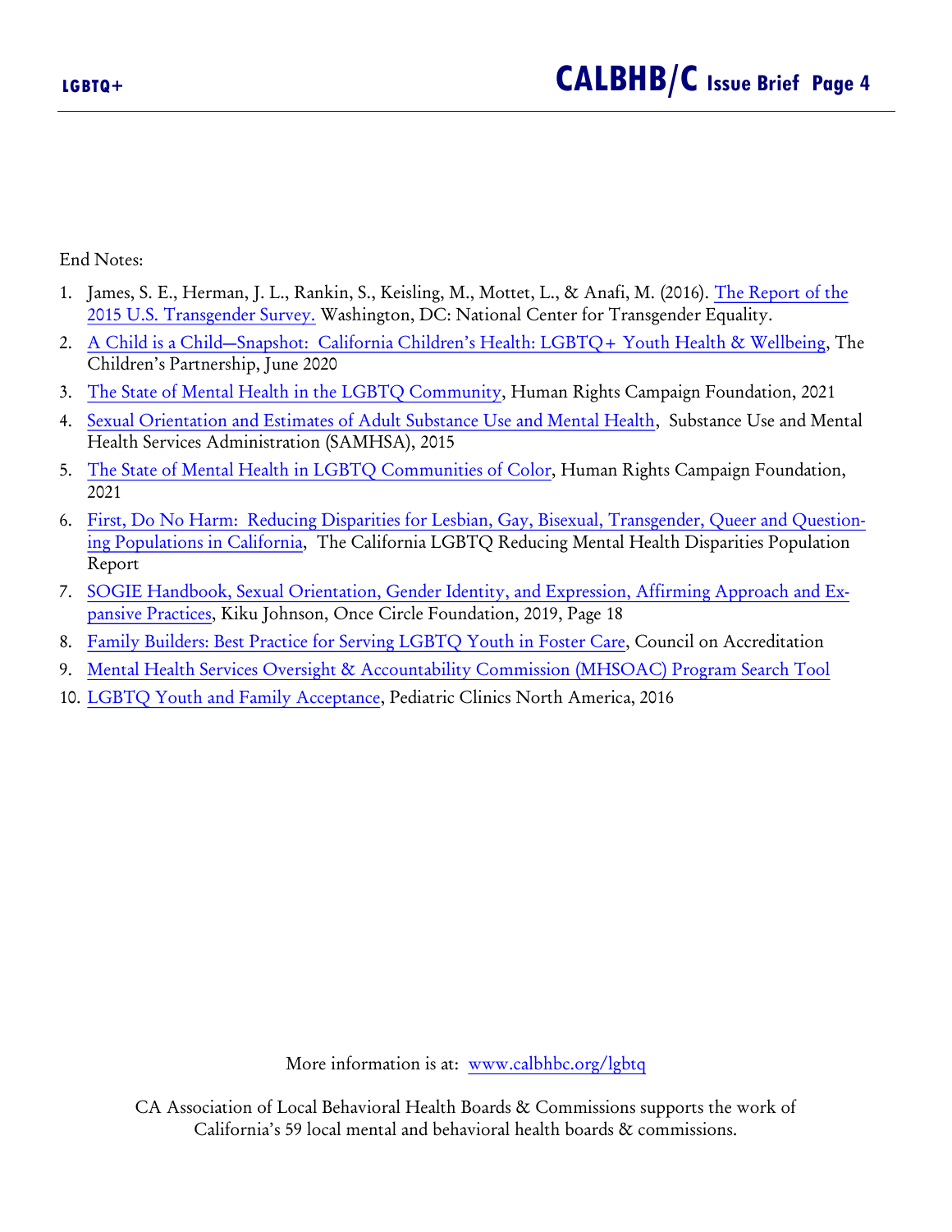End Notes:

1. James, S. E., Herman, J. L., Rankin, S., Keisling, M., Mottet, L., & Anafi, M. (2016). The Report of the 2015 U.S. Transgender Survey. Washington, DC: National Center for Transgender Equality.
2. A Child is a Child—Snapshot: California Children's Health: LGBTQ+ Youth Health & Wellbeing, The Children's Partnership, June 2020
3. The State of Mental Health in the LGBTQ Community, Human Rights Campaign Foundation, 2021
4. Sexual Orientation and Estimates of Adult Substance Use and Mental Health, Substance Use and Mental Health Services Administration (SAMHSA), 2015
5. The State of Mental Health in LGBTQ Communities of Color, Human Rights Campaign Foundation, 2021
6. First, Do No Harm: Reducing Disparities for Lesbian, Gay, Bisexual, Transgender, Queer and Questioning Populations in California, The California LGBTQ Reducing Mental Health Disparities Population Report
7. SOGIE Handbook, Sexual Orientation, Gender Identity, and Expression, Affirming Approach and Expansive Practices, Kiku Johnson, Once Circle Foundation, 2019, Page 18
8. Family Builders: Best Practice for Serving LGBTQ Youth in Foster Care, Council on Accreditation
9. Mental Health Services Oversight & Accountability Commission (MHSOAC) Program Search Tool
10. LGBTQ Youth and Family Acceptance, Pediatric Clinics North America, 2016

More information is at: www.calbhbc.org/lgbtq

CA Association of Local Behavioral Health Boards & Commissions supports the work of California's 59 local mental and behavioral health boards & commissions.